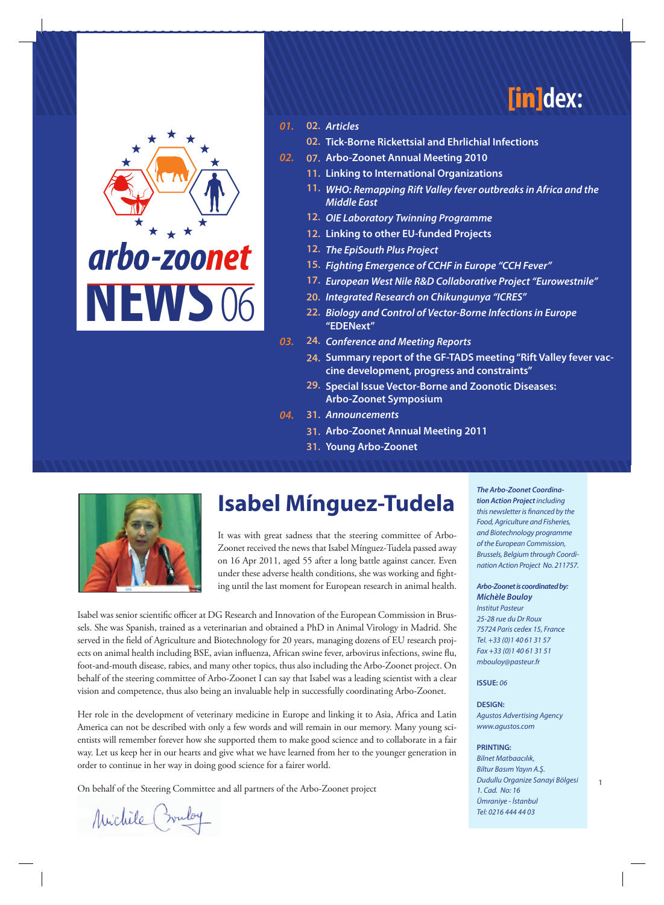# arbo-zoonet NEWS 06

## [in]dex:

**01.**
- **02.** *Articles*
- **02.** **Tick-Borne Rickettsial and Ehrlichial Infections**

**02.**
- **07.** **Arbo-Zoonet Annual Meeting 2010**
- **11.** **Linking to International Organizations**
- **11.** *WHO: Remapping Rift Valley fever outbreaks in Africa and the Middle East*
- **12.** *OIE Laboratory Twinning Programme*
- **12.** **Linking to other EU-funded Projects**
- **12.** *The EpiSouth Plus Project*
- **15.** *Fighting Emergence of CCHF in Europe "CCH Fever"*
- **17.** *European West Nile R&D Collaborative Project "Eurowestnile"*
- **20.** *Integrated Research on Chikungunya "ICRES"*
- **22.** *Biology and Control of Vector-Borne Infections in Europe* **"EDENext"**

**03.**
- **24.** *Conference and Meeting Reports*
- **24.** **Summary report of the GF-TADS meeting "Rift Valley fever vaccine development, progress and constraints"**
- **29.** **Special Issue Vector-Borne and Zoonotic Diseases: Arbo-Zoonet Symposium**

**04.**
- **31.** *Announcements*
- **31.** **Arbo-Zoonet Annual Meeting 2011**
- **31.** **Young Arbo-Zoonet**

# Isabel Mínguez-Tudela

It was with great sadness that the steering committee of Arbo-Zoonet received the news that Isabel Mínguez-Tudela passed away on 16 Apr 2011, aged 55 after a long battle against cancer. Even under these adverse health conditions, she was working and fighting until the last moment for European research in animal health.

Isabel was senior scientific officer at DG Research and Innovation of the European Commission in Brussels. She was Spanish, trained as a veterinarian and obtained a PhD in Animal Virology in Madrid. She served in the field of Agriculture and Biotechnology for 20 years, managing dozens of EU research projects on animal health including BSE, avian influenza, African swine fever, arbovirus infections, swine flu, foot-and-mouth disease, rabies, and many other topics, thus also including the Arbo-Zoonet project. On behalf of the steering committee of Arbo-Zoonet I can say that Isabel was a leading scientist with a clear vision and competence, thus also being an invaluable help in successfully coordinating Arbo-Zoonet.

Her role in the development of veterinary medicine in Europe and linking it to Asia, Africa and Latin America can not be described with only a few words and will remain in our memory. Many young scientists will remember forever how she supported them to make good science and to collaborate in a fair way. Let us keep her in our hearts and give what we have learned from her to the younger generation in order to continue in her way in doing good science for a fairer world.

On behalf of the Steering Committee and all partners of the Arbo-Zoonet project

Michèle Bouloy

---

***The Arbo-Zoonet Coordination Action Project*** *including this newsletter is financed by the Food, Agriculture and Fisheries, and Biotechnology programme of the European Commission, Brussels, Belgium through Coordination Action Project No. 211757.*

***Arbo-Zoonet is coordinated by:***
***Michèle Bouloy***
*Institut Pasteur*
*25-28 rue du Dr Roux*
*75724 Paris cedex 15, France*
*Tel. +33 (0)1 40 61 31 57*
*Fax +33 (0)1 40 61 31 51*
*mbouloy@pasteur.fr*

**ISSUE:** *06*

**DESIGN:**
*Agustos Advertising Agency*
*www.agustos.com*

**PRINTING:**
*Bilnet Matbaacılık,*
*Biltur Basım Yayın A.Ş.*
*Dudullu Organize Sanayi Bölgesi*
*1. Cad. No: 16*
*Ümraniye - İstanbul*
*Tel: 0216 444 44 03*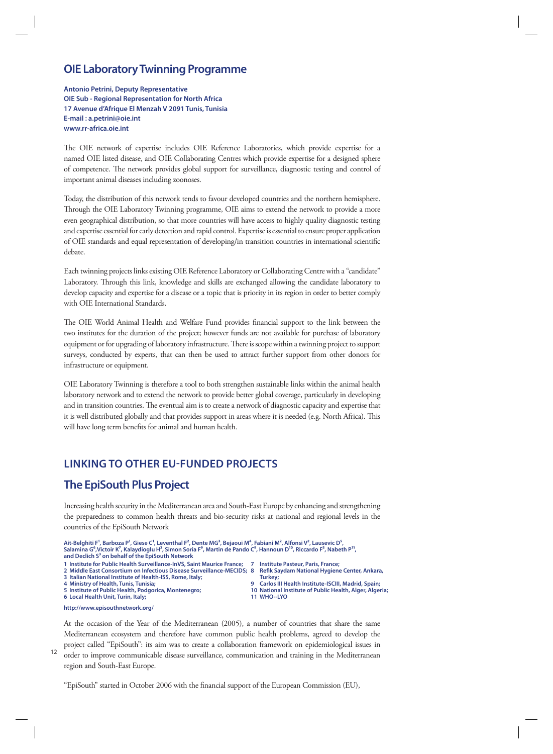## OIE Laboratory Twinning Programme

**Antonio Petrini, Deputy Representative**
**OIE Sub - Regional Representation for North Africa**
**17 Avenue d'Afrique El Menzah V 2091 Tunis, Tunisia**
**E-mail : a.petrini@oie.int**
**www.rr-africa.oie.int**

The OIE network of expertise includes OIE Reference Laboratories, which provide expertise for a named OIE listed disease, and OIE Collaborating Centres which provide expertise for a designed sphere of competence. The network provides global support for surveillance, diagnostic testing and control of important animal diseases including zoonoses.

Today, the distribution of this network tends to favour developed countries and the northern hemisphere. Through the OIE Laboratory Twinning programme, OIE aims to extend the network to provide a more even geographical distribution, so that more countries will have access to highly quality diagnostic testing and expertise essential for early detection and rapid control. Expertise is essential to ensure proper application of OIE standards and equal representation of developing/in transition countries in international scientific debate.

Each twinning projects links existing OIE Reference Laboratory or Collaborating Centre with a "candidate" Laboratory. Through this link, knowledge and skills are exchanged allowing the candidate laboratory to develop capacity and expertise for a disease or a topic that is priority in its region in order to better comply with OIE International Standards.

The OIE World Animal Health and Welfare Fund provides financial support to the link between the two institutes for the duration of the project; however funds are not available for purchase of laboratory equipment or for upgrading of laboratory infrastructure. There is scope within a twinning project to support surveys, conducted by experts, that can then be used to attract further support from other donors for infrastructure or equipment.

OIE Laboratory Twinning is therefore a tool to both strengthen sustainable links within the animal health laboratory network and to extend the network to provide better global coverage, particularly in developing and in transition countries. The eventual aim is to create a network of diagnostic capacity and expertise that it is well distributed globally and that provides support in areas where it is needed (e.g. North Africa). This will have long term benefits for animal and human health.

## LINKING TO OTHER EU-FUNDED PROJECTS

## The EpiSouth Plus Project

Increasing health security in the Mediterranean area and South-East Europe by enhancing and strengthening the preparedness to common health threats and bio-security risks at national and regional levels in the countries of the EpiSouth Network

**Ait-Belghiti F[1], Barboza P[1], Giese C[1], Leventhal F[2], Dente MG[3], Bejaoui M[4], Fabiani M[2], Alfonsi V[2], Lausevic D[5], Salamina G[6], Victoir K[7], Kalaydioglu H[8], Simon Soria F[9], Martin de Pando C[9], Hannoun D[10], Riccardo F[3], Nabeth P[11], and Declich S[3] on behalf of the EpiSouth Network**

**1 Institute for Public Health Surveillance-InVS, Saint Maurice France;**
**2 Middle East Consortium on Infectious Disease Surveillance-MECIDS;**
**3 Italian National Institute of Health-ISS, Rome, Italy;**
**4 Ministry of Health, Tunis, Tunisia;**
**5 Institute of Public Health, Podgorica, Montenegro;**
**6 Local Health Unit, Turin, Italy;**
**7 Institute Pasteur, Paris, France;**
**8 Refik Saydam National Hygiene Center, Ankara, Turkey;**
**9 Carlos III Health Institute-ISCIII, Madrid, Spain;**
**10 National Institute of Public Health, Alger, Algeria;**
**11 WHO--LYO**

**http://www.episouthnetwork.org/**

At the occasion of the Year of the Mediterranean (2005), a number of countries that share the same Mediterranean ecosystem and therefore have common public health problems, agreed to develop the project called "EpiSouth": its aim was to create a collaboration framework on epidemiological issues in order to improve communicable disease surveillance, communication and training in the Mediterranean region and South-East Europe.

"EpiSouth" started in October 2006 with the financial support of the European Commission (EU),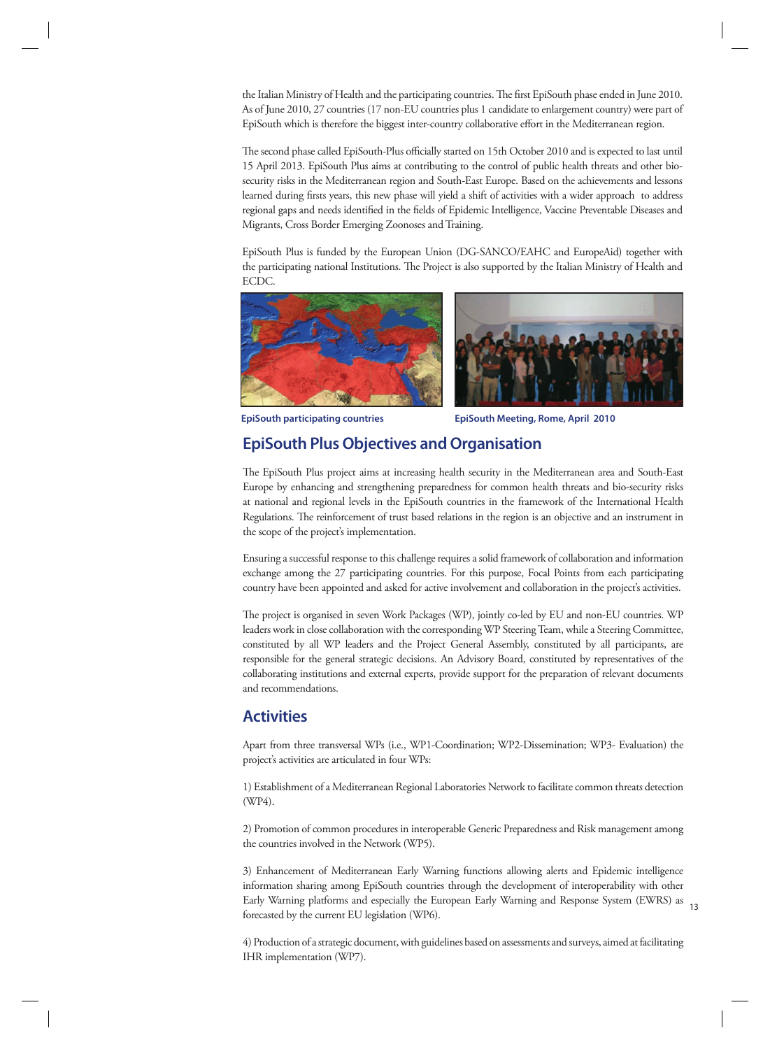the Italian Ministry of Health and the participating countries. The first EpiSouth phase ended in June 2010. As of June 2010, 27 countries (17 non-EU countries plus 1 candidate to enlargement country) were part of EpiSouth which is therefore the biggest inter-country collaborative effort in the Mediterranean region.

The second phase called EpiSouth-Plus officially started on 15th October 2010 and is expected to last until 15 April 2013. EpiSouth Plus aims at contributing to the control of public health threats and other bio-security risks in the Mediterranean region and South-East Europe. Based on the achievements and lessons learned during firsts years, this new phase will yield a shift of activities with a wider approach to address regional gaps and needs identified in the fields of Epidemic Intelligence, Vaccine Preventable Diseases and Migrants, Cross Border Emerging Zoonoses and Training.

EpiSouth Plus is funded by the European Union (DG-SANCO/EAHC and EuropeAid) together with the participating national Institutions. The Project is also supported by the Italian Ministry of Health and ECDC.

**EpiSouth participating countries**

**EpiSouth Meeting, Rome, April 2010**

## EpiSouth Plus Objectives and Organisation

The EpiSouth Plus project aims at increasing health security in the Mediterranean area and South-East Europe by enhancing and strengthening preparedness for common health threats and bio-security risks at national and regional levels in the EpiSouth countries in the framework of the International Health Regulations. The reinforcement of trust based relations in the region is an objective and an instrument in the scope of the project's implementation.

Ensuring a successful response to this challenge requires a solid framework of collaboration and information exchange among the 27 participating countries. For this purpose, Focal Points from each participating country have been appointed and asked for active involvement and collaboration in the project's activities.

The project is organised in seven Work Packages (WP), jointly co-led by EU and non-EU countries. WP leaders work in close collaboration with the corresponding WP Steering Team, while a Steering Committee, constituted by all WP leaders and the Project General Assembly, constituted by all participants, are responsible for the general strategic decisions. An Advisory Board, constituted by representatives of the collaborating institutions and external experts, provide support for the preparation of relevant documents and recommendations.

## Activities

Apart from three transversal WPs (i.e., WP1-Coordination; WP2-Dissemination; WP3- Evaluation) the project's activities are articulated in four WPs:

1) Establishment of a Mediterranean Regional Laboratories Network to facilitate common threats detection (WP4).

2) Promotion of common procedures in interoperable Generic Preparedness and Risk management among the countries involved in the Network (WP5).

3) Enhancement of Mediterranean Early Warning functions allowing alerts and Epidemic intelligence information sharing among EpiSouth countries through the development of interoperability with other Early Warning platforms and especially the European Early Warning and Response System (EWRS) as forecasted by the current EU legislation (WP6).

4) Production of a strategic document, with guidelines based on assessments and surveys, aimed at facilitating IHR implementation (WP7).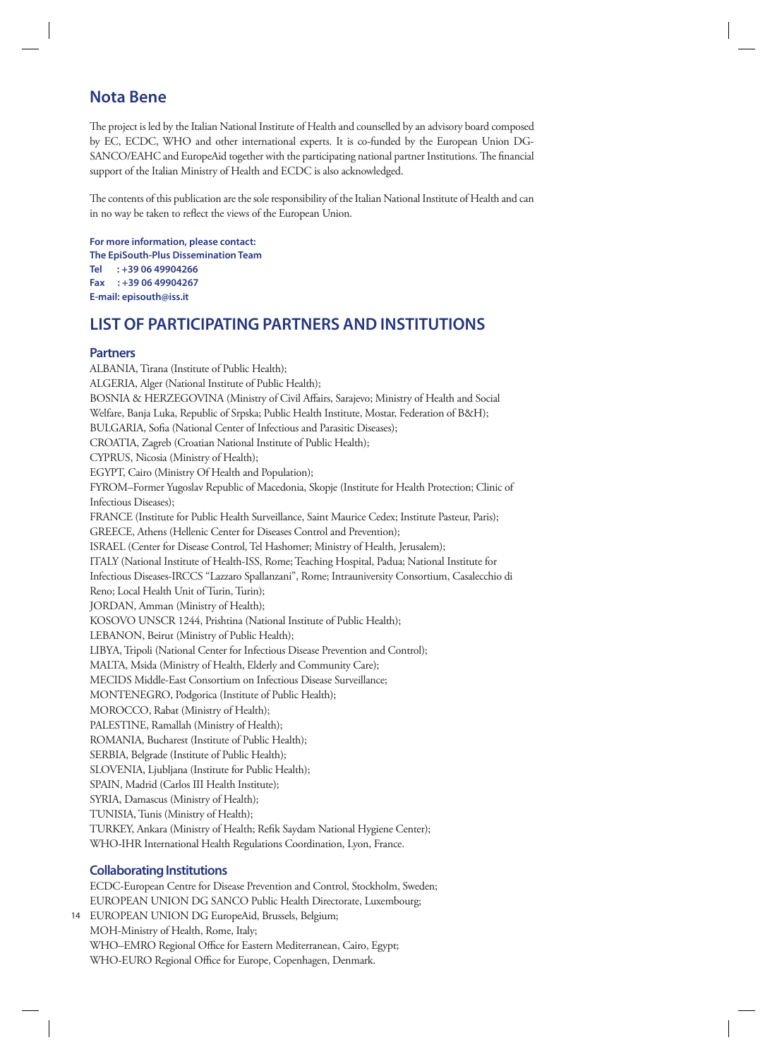## Nota Bene

The project is led by the Italian National Institute of Health and counselled by an advisory board composed by EC, ECDC, WHO and other international experts. It is co-funded by the European Union DG-SANCO/EAHC and EuropeAid together with the participating national partner Institutions. The financial support of the Italian Ministry of Health and ECDC is also acknowledged.

The contents of this publication are the sole responsibility of the Italian National Institute of Health and can in no way be taken to reflect the views of the European Union.

**For more information, please contact:**
**The EpiSouth-Plus Dissemination Team**
**Tel : +39 06 49904266**
**Fax : +39 06 49904267**
**E-mail: episouth@iss.it**

## LIST OF PARTICIPATING PARTNERS AND INSTITUTIONS

### Partners

ALBANIA, Tirana (Institute of Public Health);
ALGERIA, Alger (National Institute of Public Health);
BOSNIA & HERZEGOVINA (Ministry of Civil Affairs, Sarajevo; Ministry of Health and Social Welfare, Banja Luka, Republic of Srpska; Public Health Institute, Mostar, Federation of B&H);
BULGARIA, Sofia (National Center of Infectious and Parasitic Diseases);
CROATIA, Zagreb (Croatian National Institute of Public Health);
CYPRUS, Nicosia (Ministry of Health);
EGYPT, Cairo (Ministry Of Health and Population);
FYROM–Former Yugoslav Republic of Macedonia, Skopje (Institute for Health Protection; Clinic of Infectious Diseases);
FRANCE (Institute for Public Health Surveillance, Saint Maurice Cedex; Institute Pasteur, Paris);
GREECE, Athens (Hellenic Center for Diseases Control and Prevention);
ISRAEL (Center for Disease Control, Tel Hashomer; Ministry of Health, Jerusalem);
ITALY (National Institute of Health-ISS, Rome; Teaching Hospital, Padua; National Institute for Infectious Diseases-IRCCS "Lazzaro Spallanzani", Rome; Intrauniversity Consortium, Casalecchio di Reno; Local Health Unit of Turin, Turin);
JORDAN, Amman (Ministry of Health);
KOSOVO UNSCR 1244, Prishtina (National Institute of Public Health);
LEBANON, Beirut (Ministry of Public Health);
LIBYA, Tripoli (National Center for Infectious Disease Prevention and Control);
MALTA, Msida (Ministry of Health, Elderly and Community Care);
MECIDS Middle-East Consortium on Infectious Disease Surveillance;
MONTENEGRO, Podgorica (Institute of Public Health);
MOROCCO, Rabat (Ministry of Health);
PALESTINE, Ramallah (Ministry of Health);
ROMANIA, Bucharest (Institute of Public Health);
SERBIA, Belgrade (Institute of Public Health);
SLOVENIA, Ljubljana (Institute for Public Health);
SPAIN, Madrid (Carlos III Health Institute);
SYRIA, Damascus (Ministry of Health);
TUNISIA, Tunis (Ministry of Health);
TURKEY, Ankara (Ministry of Health; Refik Saydam National Hygiene Center);
WHO-IHR International Health Regulations Coordination, Lyon, France.

### Collaborating Institutions

ECDC-European Centre for Disease Prevention and Control, Stockholm, Sweden;
EUROPEAN UNION DG SANCO Public Health Directorate, Luxembourg;
EUROPEAN UNION DG EuropeAid, Brussels, Belgium;
MOH-Ministry of Health, Rome, Italy;
WHO–EMRO Regional Office for Eastern Mediterranean, Cairo, Egypt;
WHO-EURO Regional Office for Europe, Copenhagen, Denmark.